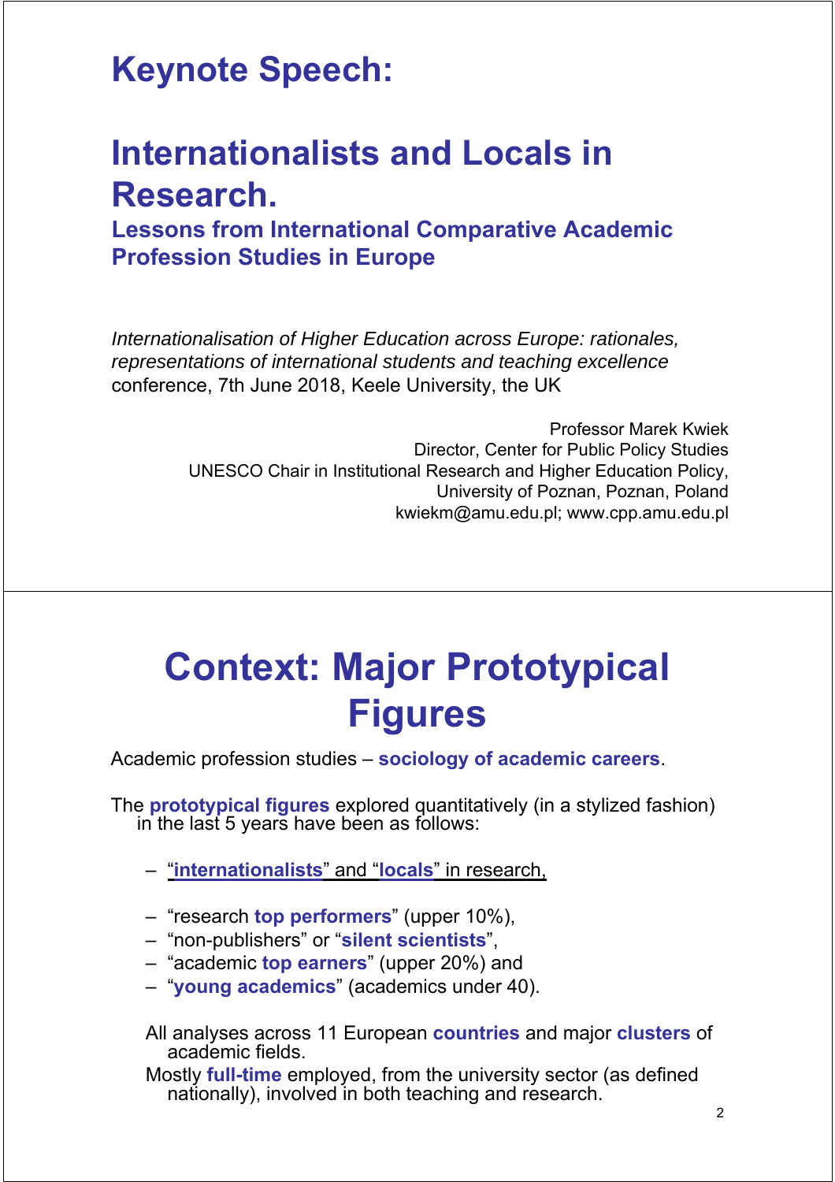# Keynote Speech:

# Internationalists and Locals in Research.

## Lessons from International Comparative Academic Profession Studies in Europe

*Internationalisation of Higher Education across Europe: rationales, representations of international students and teaching excellence* conference, 7th June 2018, Keele University, the UK

Professor Marek Kwiek
Director, Center for Public Policy Studies
UNESCO Chair in Institutional Research and Higher Education Policy,
University of Poznan, Poznan, Poland
kwiekm@amu.edu.pl; www.cpp.amu.edu.pl

# Context: Major Prototypical Figures

Academic profession studies – **sociology of academic careers**.

The **prototypical figures** explored quantitatively (in a stylized fashion) in the last 5 years have been as follows:

- "**internationalists**" and "**locals**" in research,
- "research **top performers**" (upper 10%),
- "non-publishers" or "**silent scientists**",
- "academic **top earners**" (upper 20%) and
- "**young academics**" (academics under 40).

All analyses across 11 European **countries** and major **clusters** of academic fields.

Mostly **full-time** employed, from the university sector (as defined nationally), involved in both teaching and research.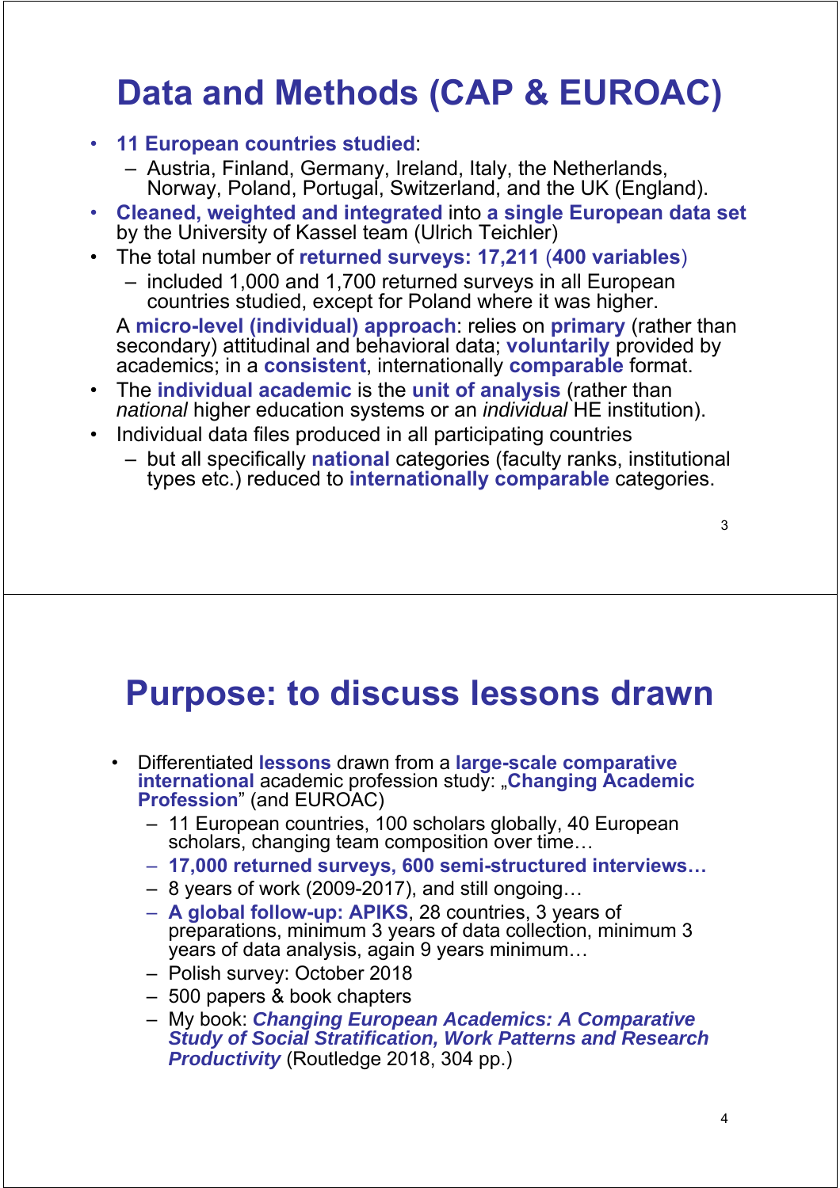# Data and Methods (CAP & EUROAC)

- **11 European countries studied**:
  - Austria, Finland, Germany, Ireland, Italy, the Netherlands, Norway, Poland, Portugal, Switzerland, and the UK (England).
- **Cleaned, weighted and integrated** into **a single European data set** by the University of Kassel team (Ulrich Teichler)
- The total number of **returned surveys: 17,211** (**400 variables**)
  - included 1,000 and 1,700 returned surveys in all European countries studied, except for Poland where it was higher.

  A **micro-level (individual) approach**: relies on **primary** (rather than secondary) attitudinal and behavioral data; **voluntarily** provided by academics; in a **consistent**, internationally **comparable** format.
- The **individual academic** is the **unit of analysis** (rather than *national* higher education systems or an *individual* HE institution).
- Individual data files produced in all participating countries
  - but all specifically **national** categories (faculty ranks, institutional types etc.) reduced to **internationally comparable** categories.

# Purpose: to discuss lessons drawn

- Differentiated **lessons** drawn from a **large-scale comparative international** academic profession study: „**Changing Academic Profession**" (and EUROAC)
  - 11 European countries, 100 scholars globally, 40 European scholars, changing team composition over time…
  - **17,000 returned surveys, 600 semi-structured interviews…**
  - 8 years of work (2009-2017), and still ongoing…
  - **A global follow-up: APIKS**, 28 countries, 3 years of preparations, minimum 3 years of data collection, minimum 3 years of data analysis, again 9 years minimum…
  - Polish survey: October 2018
  - 500 papers & book chapters
  - My book: ***Changing European Academics: A Comparative Study of Social Stratification, Work Patterns and Research Productivity*** (Routledge 2018, 304 pp.)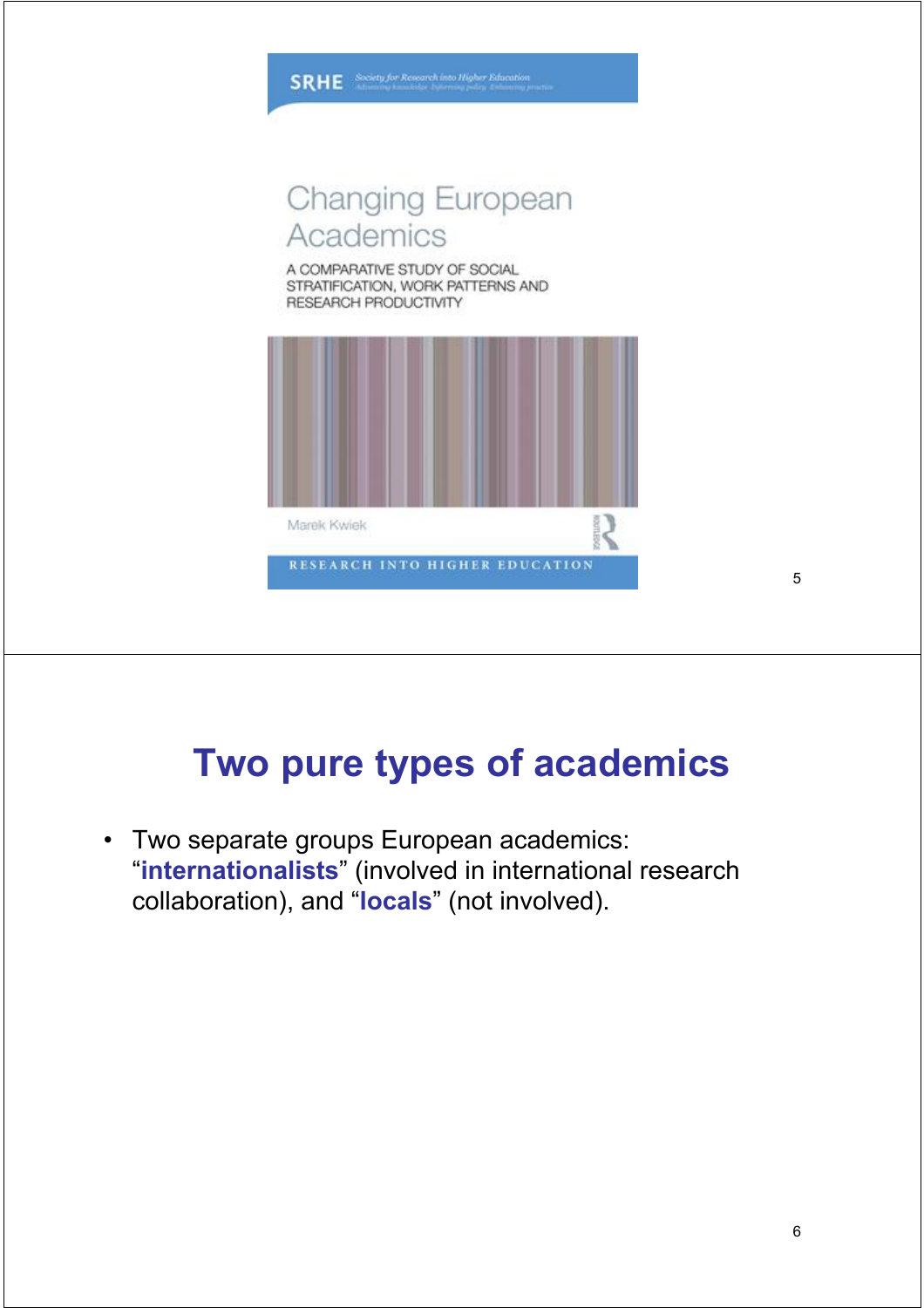SRHE Society for Research into Higher Education

# Changing European Academics

A COMPARATIVE STUDY OF SOCIAL STRATIFICATION, WORK PATTERNS AND RESEARCH PRODUCTIVITY

Marek Kwiek

RESEARCH INTO HIGHER EDUCATION

## Two pure types of academics

- Two separate groups European academics: "**internationalists**" (involved in international research collaboration), and "**locals**" (not involved).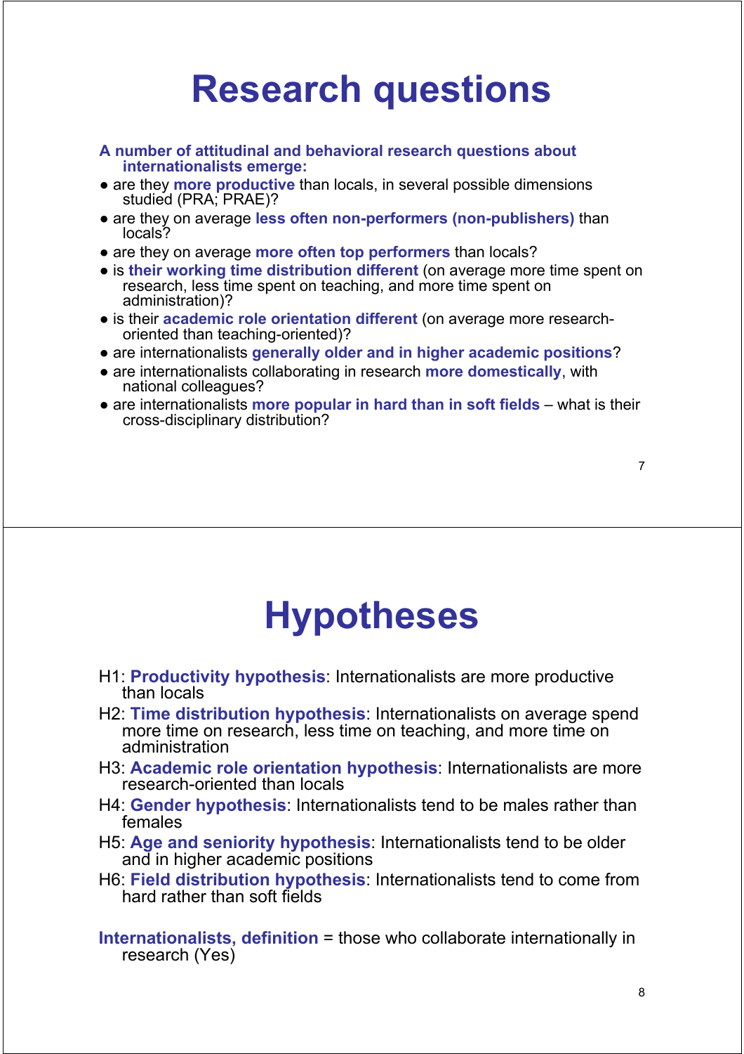# Research questions

**A number of attitudinal and behavioral research questions about internationalists emerge:**

- are they **more productive** than locals, in several possible dimensions studied (PRA; PRAE)?
- are they on average **less often non-performers (non-publishers)** than locals?
- are they on average **more often top performers** than locals?
- is **their working time distribution different** (on average more time spent on research, less time spent on teaching, and more time spent on administration)?
- is their **academic role orientation different** (on average more research-oriented than teaching-oriented)?
- are internationalists **generally older and in higher academic positions**?
- are internationalists collaborating in research **more domestically**, with national colleagues?
- are internationalists **more popular in hard than in soft fields** – what is their cross-disciplinary distribution?

# Hypotheses

H1: **Productivity hypothesis**: Internationalists are more productive than locals

H2: **Time distribution hypothesis**: Internationalists on average spend more time on research, less time on teaching, and more time on administration

H3: **Academic role orientation hypothesis**: Internationalists are more research-oriented than locals

H4: **Gender hypothesis**: Internationalists tend to be males rather than females

H5: **Age and seniority hypothesis**: Internationalists tend to be older and in higher academic positions

H6: **Field distribution hypothesis**: Internationalists tend to come from hard rather than soft fields

**Internationalists, definition** = those who collaborate internationally in research (Yes)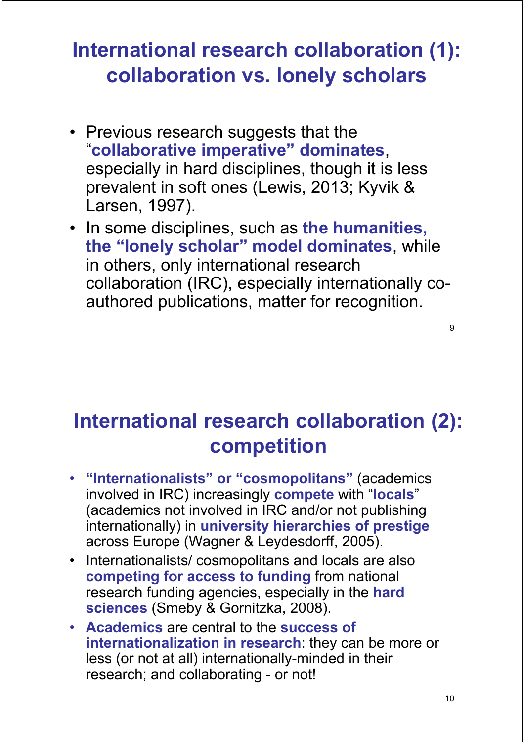## International research collaboration (1): collaboration vs. lonely scholars

- Previous research suggests that the "**collaborative imperative" dominates**, especially in hard disciplines, though it is less prevalent in soft ones (Lewis, 2013; Kyvik & Larsen, 1997).
- In some disciplines, such as **the humanities, the "lonely scholar" model dominates**, while in others, only international research collaboration (IRC), especially internationally co-authored publications, matter for recognition.

## International research collaboration (2): competition

- **"Internationalists" or "cosmopolitans"** (academics involved in IRC) increasingly **compete** with "**locals**" (academics not involved in IRC and/or not publishing internationally) in **university hierarchies of prestige** across Europe (Wagner & Leydesdorff, 2005).
- Internationalists/ cosmopolitans and locals are also **competing for access to funding** from national research funding agencies, especially in the **hard sciences** (Smeby & Gornitzka, 2008).
- **Academics** are central to the **success of internationalization in research**: they can be more or less (or not at all) internationally-minded in their research; and collaborating - or not!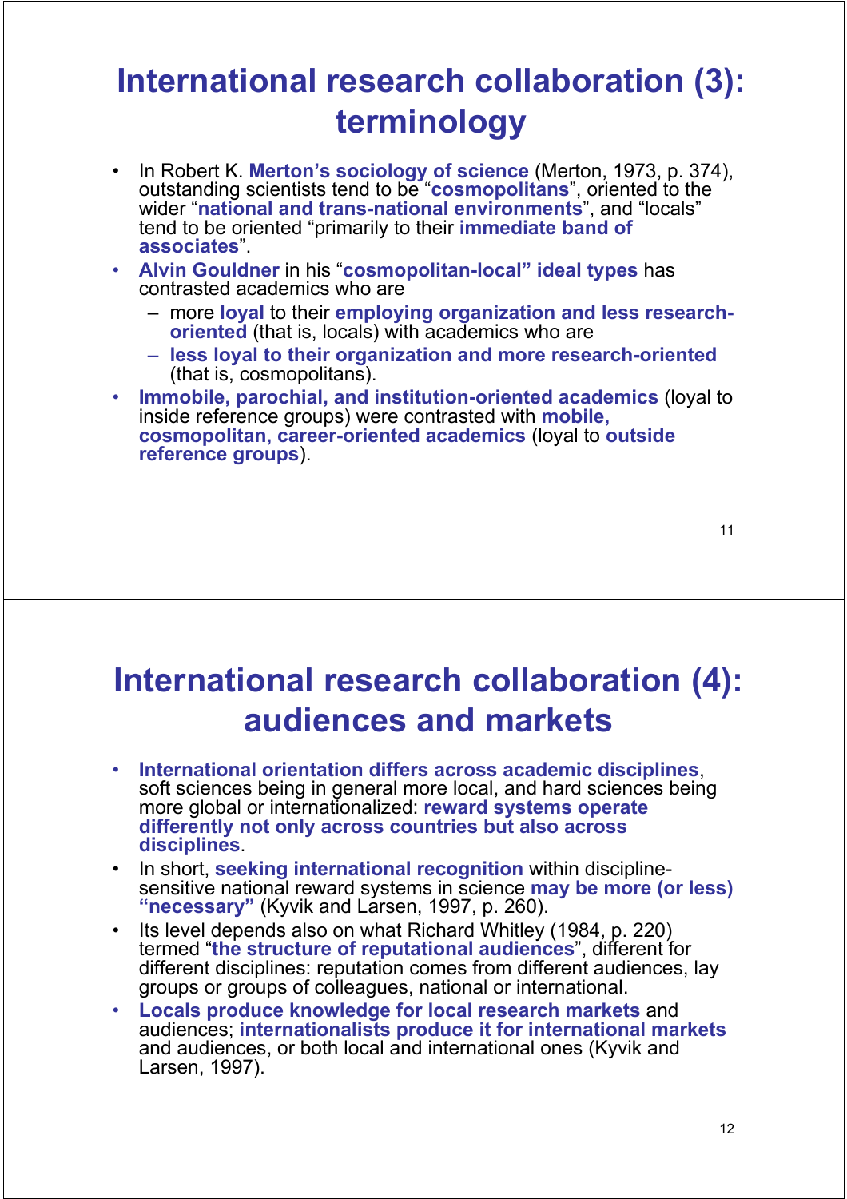# International research collaboration (3): terminology

- In Robert K. **Merton's sociology of science** (Merton, 1973, p. 374), outstanding scientists tend to be "**cosmopolitans**", oriented to the wider "**national and trans-national environments**", and "locals" tend to be oriented "primarily to their **immediate band of associates**".
- **Alvin Gouldner** in his "**cosmopolitan-local" ideal types** has contrasted academics who are
  - more **loyal** to their **employing organization and less research-oriented** (that is, locals) with academics who are
  - **less loyal to their organization and more research-oriented** (that is, cosmopolitans).
- **Immobile, parochial, and institution-oriented academics** (loyal to inside reference groups) were contrasted with **mobile, cosmopolitan, career-oriented academics** (loyal to **outside reference groups**).

# International research collaboration (4): audiences and markets

- **International orientation differs across academic disciplines**, soft sciences being in general more local, and hard sciences being more global or internationalized: **reward systems operate differently not only across countries but also across disciplines**.
- In short, **seeking international recognition** within discipline-sensitive national reward systems in science **may be more (or less) "necessary"** (Kyvik and Larsen, 1997, p. 260).
- Its level depends also on what Richard Whitley (1984, p. 220) termed "**the structure of reputational audiences**", different for different disciplines: reputation comes from different audiences, lay groups or groups of colleagues, national or international.
- **Locals produce knowledge for local research markets** and audiences; **internationalists produce it for international markets** and audiences, or both local and international ones (Kyvik and Larsen, 1997).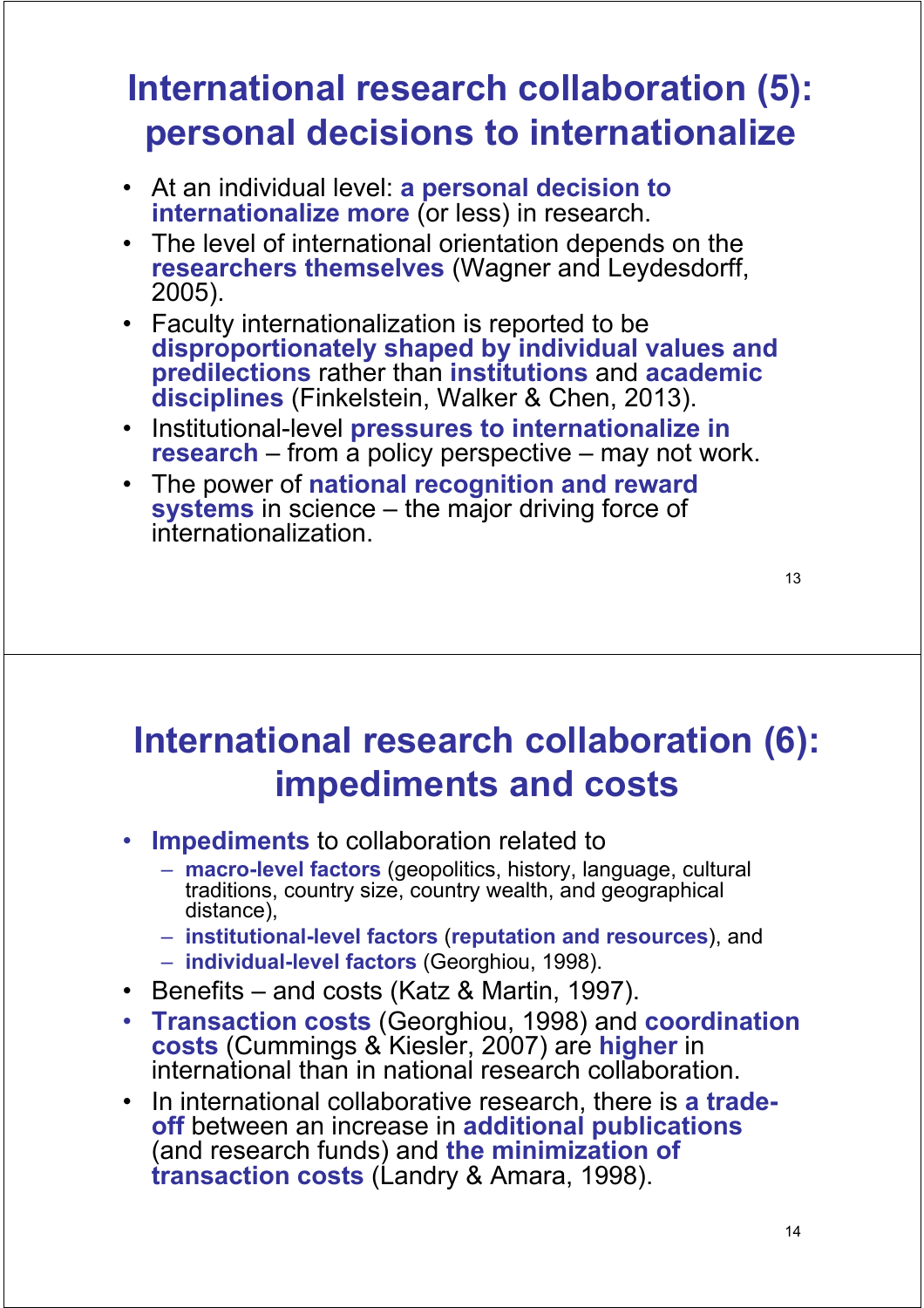# International research collaboration (5): personal decisions to internationalize

- At an individual level: **a personal decision to internationalize more** (or less) in research.
- The level of international orientation depends on the **researchers themselves** (Wagner and Leydesdorff, 2005).
- Faculty internationalization is reported to be **disproportionately shaped by individual values and predilections** rather than **institutions** and **academic disciplines** (Finkelstein, Walker & Chen, 2013).
- Institutional-level **pressures to internationalize in research** – from a policy perspective – may not work.
- The power of **national recognition and reward systems** in science – the major driving force of internationalization.

# International research collaboration (6): impediments and costs

- **Impediments** to collaboration related to
  - **macro-level factors** (geopolitics, history, language, cultural traditions, country size, country wealth, and geographical distance),
  - **institutional-level factors** (**reputation and resources**), and
  - **individual-level factors** (Georghiou, 1998).
- Benefits – and costs (Katz & Martin, 1997).
- **Transaction costs** (Georghiou, 1998) and **coordination costs** (Cummings & Kiesler, 2007) are **higher** in international than in national research collaboration.
- In international collaborative research, there is **a trade-off** between an increase in **additional publications** (and research funds) and **the minimization of transaction costs** (Landry & Amara, 1998).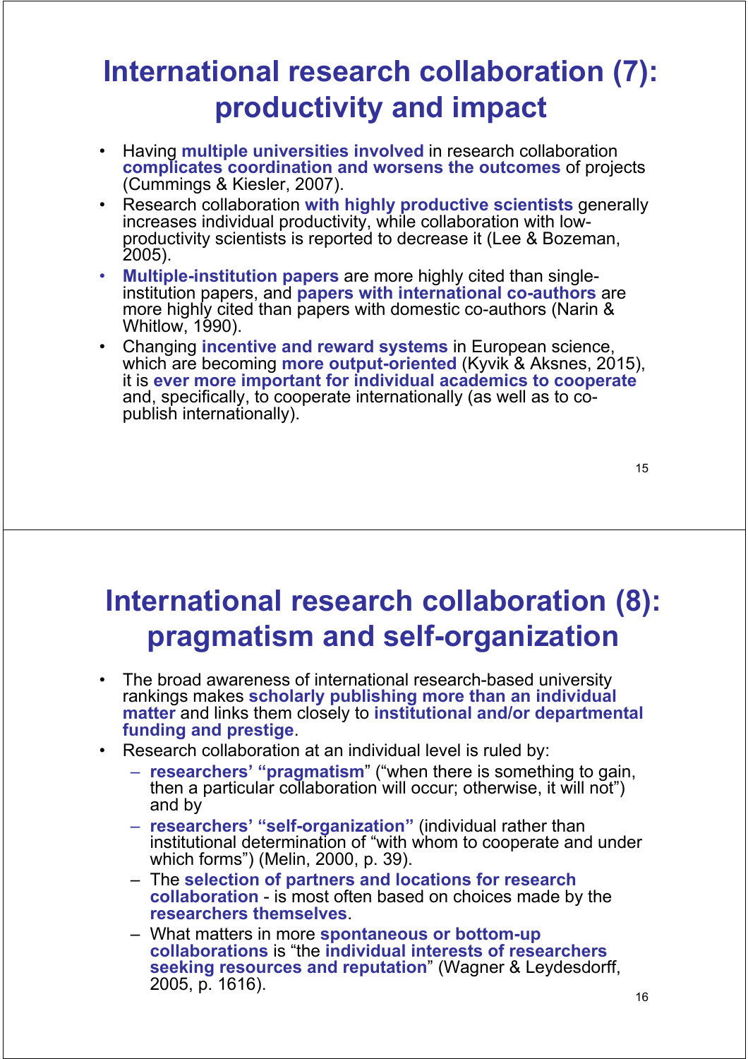# International research collaboration (7): productivity and impact

- Having **multiple universities involved** in research collaboration **complicates coordination and worsens the outcomes** of projects (Cummings & Kiesler, 2007).
- Research collaboration **with highly productive scientists** generally increases individual productivity, while collaboration with low-productivity scientists is reported to decrease it (Lee & Bozeman, 2005).
- **Multiple-institution papers** are more highly cited than single-institution papers, and **papers with international co-authors** are more highly cited than papers with domestic co-authors (Narin & Whitlow, 1990).
- Changing **incentive and reward systems** in European science, which are becoming **more output-orientated** (Kyvik & Aksnes, 2015), it is **ever more important for individual academics to cooperate** and, specifically, to cooperate internationally (as well as to co-publish internationally).

# International research collaboration (8): pragmatism and self-organization

- The broad awareness of international research-based university rankings makes **scholarly publishing more than an individual matter** and links them closely to **institutional and/or departmental funding and prestige**.
- Research collaboration at an individual level is ruled by:
  - **researchers' "pragmatism"** ("when there is something to gain, then a particular collaboration will occur; otherwise, it will not") and by
  - **researchers' "self-organization"** (individual rather than institutional determination of "with whom to cooperate and under which forms") (Melin, 2000, p. 39).
  - The **selection of partners and locations for research collaboration** - is most often based on choices made by the **researchers themselves**.
  - What matters in more **spontaneous or bottom-up collaborations** is "the **individual interests of researchers seeking resources and reputation**" (Wagner & Leydesdorff, 2005, p. 1616).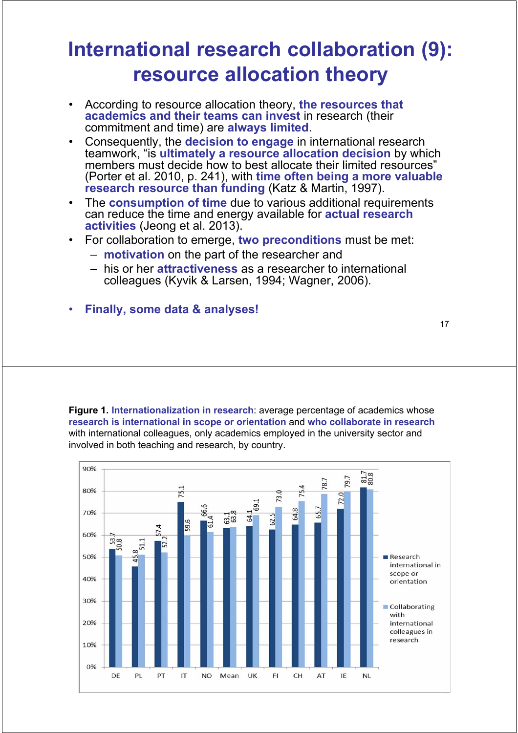# International research collaboration (9): resource allocation theory

- According to resource allocation theory, **the resources that academics and their teams can invest** in research (their commitment and time) are **always limited**.
- Consequently, the **decision to engage** in international research teamwork, "is **ultimately a resource allocation decision** by which members must decide how to best allocate their limited resources" (Porter et al. 2010, p. 241), with **time often being a more valuable research resource than funding** (Katz & Martin, 1997).
- The **consumption of time** due to various additional requirements can reduce the time and energy available for **actual research activities** (Jeong et al. 2013).
- For collaboration to emerge, **two preconditions** must be met:
  - **motivation** on the part of the researcher and
  - his or her **attractiveness** as a researcher to international colleagues (Kyvik & Larsen, 1994; Wagner, 2006).

- **Finally, some data & analyses!**

---

**Figure 1.** **Internationalization in research**: average percentage of academics whose **research is international in scope or orientation** and **who collaborate in research** with international colleagues, only academics employed in the university sector and involved in both teaching and research, by country.

| Country | Research international in scope or orientation | Collaborating with international colleagues in research |
|---|---|---|
| DE | 53.7 | 50.8 |
| PL | 45.8 | 51.1 |
| PT | 57.4 | 52.2 |
| IT | 75.1 | 59.6 |
| NO | 66.6 | 61.4 |
| Mean | 63.1 | 63.8 |
| UK | 64.1 | 69.1 |
| FI | 62.5 | 73.0 |
| CH | 64.8 | 75.4 |
| AT | 65.7 | 78.7 |
| IE | 72.0 | 79.7 |
| NL | 81.7 | 80.8 |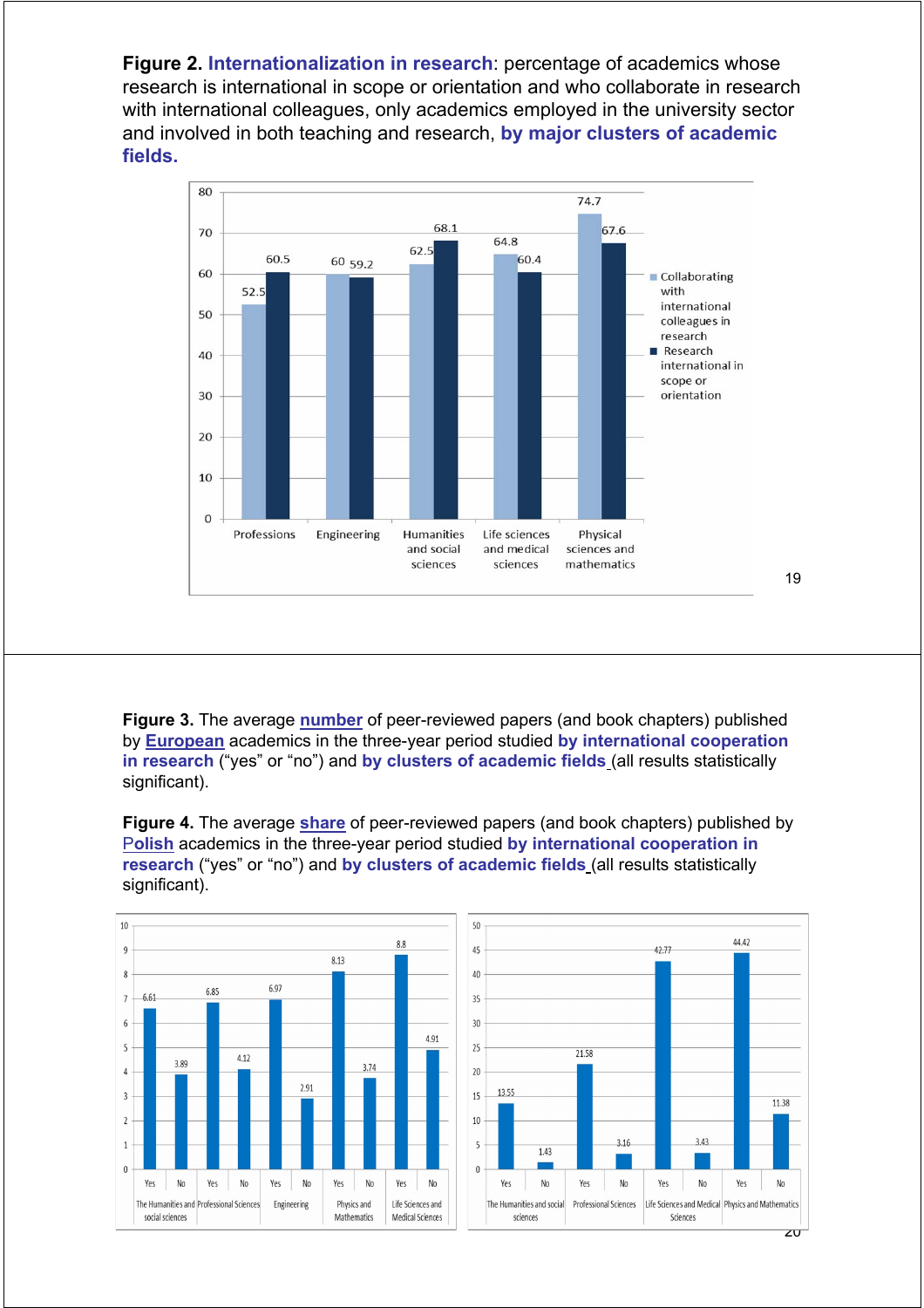**Figure 2. Internationalization in research**: percentage of academics whose research is international in scope or orientation and who collaborate in research with international colleagues, only academics employed in the university sector and involved in both teaching and research, **by major clusters of academic fields.**

| | Collaborating with international colleagues in research | Research international in scope or orientation |
|---|---|---|
| Professions | 52.5 | 60.5 |
| Engineering | 60 | 59.2 |
| Humanities and social sciences | 62.5 | 68.1 |
| Life sciences and medical sciences | 64.8 | 60.4 |
| Physical sciences and mathematics | 74.7 | 67.6 |

**Figure 3.** The average **number** of peer-reviewed papers (and book chapters) published by **European** academics in the three-year period studied **by international cooperation in research** ("yes" or "no") and **by clusters of academic fields** (all results statistically significant).

**Figure 4.** The average **share** of peer-reviewed papers (and book chapters) published by **Polish** academics in the three-year period studied **by international cooperation in research** ("yes" or "no") and **by clusters of academic fields** (all results statistically significant).

Figure 3:

| | Yes | No |
|---|---|---|
| The Humanities and social sciences | 6.61 | 3.89 |
| Professional Sciences | 6.85 | 4.12 |
| Engineering | 6.97 | 2.91 |
| Physics and Mathematics | 8.13 | 3.74 |
| Life Sciences and Medical Sciences | 8.8 | 4.91 |

Figure 4:

| | Yes | No |
|---|---|---|
| The Humanities and social sciences | 13.55 | 1.43 |
| Professional Sciences | 21.58 | 3.16 |
| Life Sciences and Medical Sciences | 42.77 | 3.43 |
| Physics and Mathematics | 44.42 | 11.38 |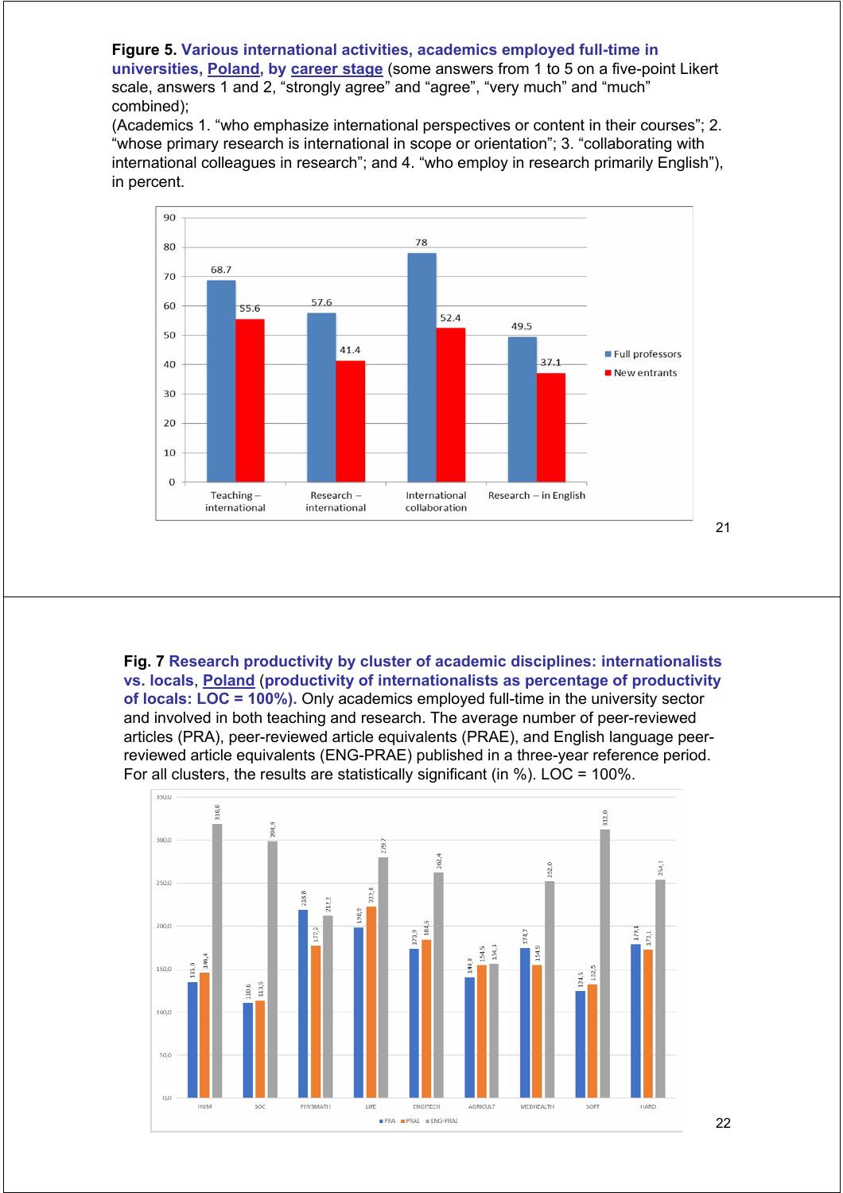**Figure 5. Various international activities, academics employed full-time in universities, Poland, by career stage** (some answers from 1 to 5 on a five-point Likert scale, answers 1 and 2, "strongly agree" and "agree", "very much" and "much" combined);
(Academics 1. "who emphasize international perspectives or content in their courses"; 2. "whose primary research is international in scope or orientation"; 3. "collaborating with international colleagues in research"; and 4. "who employ in research primarily English"), in percent.

| | Full professors | New entrants |
|---|---|---|
| Teaching – international | 68.7 | 55.6 |
| Research – international | 57.6 | 41.4 |
| International collaboration | 78 | 52.4 |
| Research – in English | 49.5 | 37.1 |

**Fig. 7 Research productivity by cluster of academic disciplines: internationalists vs. locals, Poland (productivity of internationalists as percentage of productivity of locals: LOC = 100%).** Only academics employed full-time in the university sector and involved in both teaching and research. The average number of peer-reviewed articles (PRA), peer-reviewed article equivalents (PRAE), and English language peer-reviewed article equivalents (ENG-PRAE) published in a three-year reference period. For all clusters, the results are statistically significant (in %). LOC = 100%.

| | PRA | PRAE | ENG-PRAE |
|---|---|---|---|
| HUM | 135,0 | 146,4 | 318,8 |
| SOC | 110,6 | 113,5 | 298,9 |
| PHYSMATH | 218,8 | 177,2 | 211,2 |
| LIFE | 198,9 | 222,8 | 279,7 |
| ENGITECH | 173,9 | 184,6 | 262,4 |
| AGRICULT | 140,8 | 154,5 | 156,3 |
| MEDHEALTH | 174,7 | 154,9 | 252,0 |
| SOFT | 124,5 | 132,5 | 312,0 |
| HARD | 179,1 | 173,1 | 254,1 |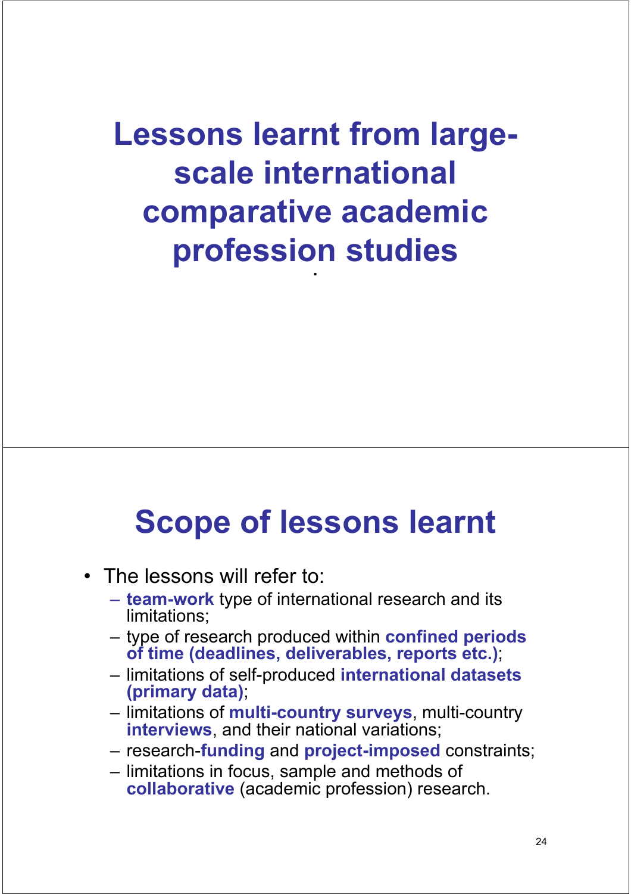# Lessons learnt from large-scale international comparative academic profession studies

## Scope of lessons learnt

- The lessons will refer to:
  - **team-work** type of international research and its limitations;
  - type of research produced within **confined periods of time (deadlines, deliverables, reports etc.)**;
  - limitations of self-produced **international datasets (primary data)**;
  - limitations of **multi-country surveys**, multi-country **interviews**, and their national variations;
  - research-**funding** and **project-imposed** constraints;
  - limitations in focus, sample and methods of **collaborative** (academic profession) research.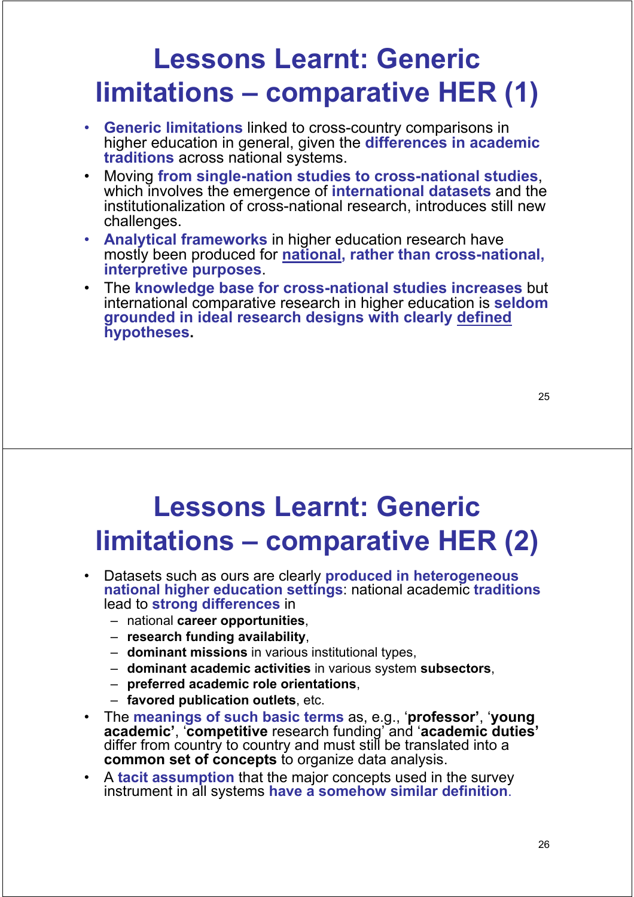# Lessons Learnt: Generic limitations – comparative HER (1)

- **Generic limitations** linked to cross-country comparisons in higher education in general, given the **differences in academic traditions** across national systems.
- Moving **from single-nation studies to cross-national studies**, which involves the emergence of **international datasets** and the institutionalization of cross-national research, introduces still new challenges.
- **Analytical frameworks** in higher education research have mostly been produced for **national, rather than cross-national, interpretive purposes**.
- The **knowledge base for cross-national studies increases** but international comparative research in higher education is **seldom grounded in ideal research designs with clearly defined hypotheses.**

# Lessons Learnt: Generic limitations – comparative HER (2)

- Datasets such as ours are clearly **produced in heterogeneous national higher education settings**: national academic **traditions** lead to **strong differences** in
  - national **career opportunities**,
  - **research funding availability**,
  - **dominant missions** in various institutional types,
  - **dominant academic activities** in various system **subsectors**,
  - **preferred academic role orientations**,
  - **favored publication outlets**, etc.
- The **meanings of such basic terms** as, e.g., '**professor'**, '**young academic'**, '**competitive** research funding' and '**academic duties'** differ from country to country and must still be translated into a **common set of concepts** to organize data analysis.
- A **tacit assumption** that the major concepts used in the survey instrument in all systems **have a somehow similar definition**.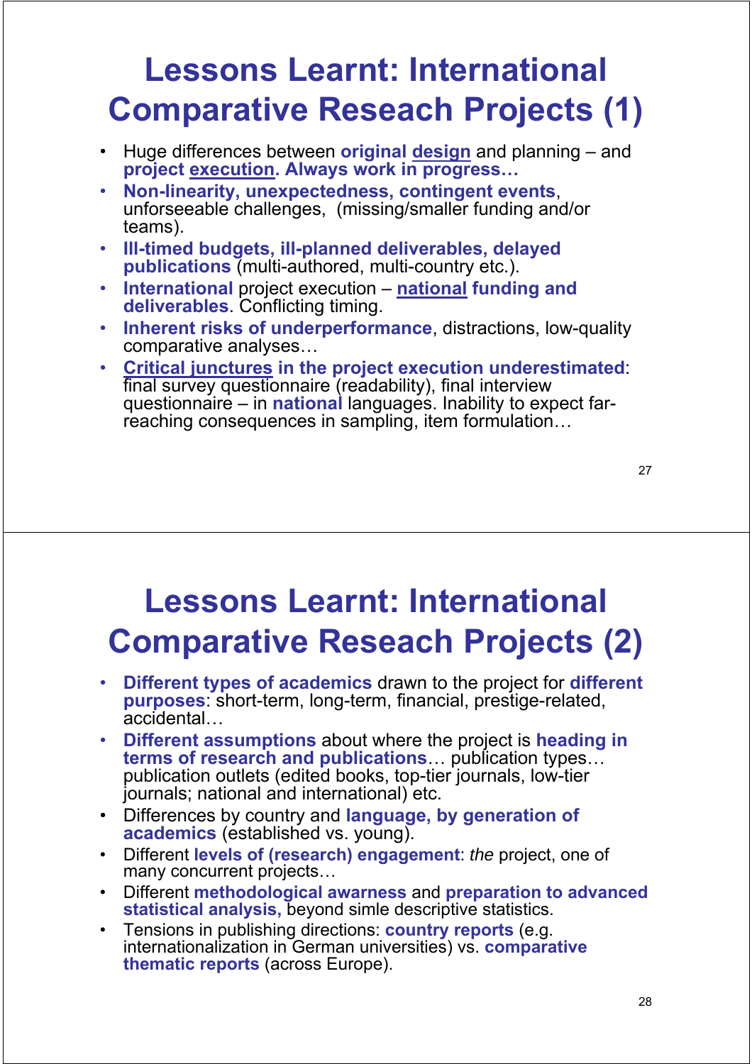# Lessons Learnt: International Comparative Reseach Projects (1)

- Huge differences between **original design** and planning – and **project execution. Always work in progress…**
- **Non-linearity, unexpectedness, contingent events**, unforseeable challenges, (missing/smaller funding and/or teams).
- **Ill-timed budgets, ill-planned deliverables, delayed publications** (multi-authored, multi-country etc.).
- **International** project execution – **national funding and deliverables**. Conflicting timing.
- **Inherent risks of underperformance**, distractions, low-quality comparative analyses…
- **Critical junctures in the project execution underestimated**: final survey questionnaire (readability), final interview questionnaire – in **national** languages. Inability to expect far-reaching consequences in sampling, item formulation…

# Lessons Learnt: International Comparative Reseach Projects (2)

- **Different types of academics** drawn to the project for **different purposes**: short-term, long-term, financial, prestige-related, accidental…
- **Different assumptions** about where the project is **heading in terms of research and publications**… publication types… publication outlets (edited books, top-tier journals, low-tier journals; national and international) etc.
- Differences by country and **language, by generation of academics** (established vs. young).
- Different **levels of (research) engagement**: *the* project, one of many concurrent projects…
- Different **methodological awarness** and **preparation to advanced statistical analysis,** beyond simle descriptive statistics.
- Tensions in publishing directions: **country reports** (e.g. internationalization in German universities) vs. **comparative thematic reports** (across Europe).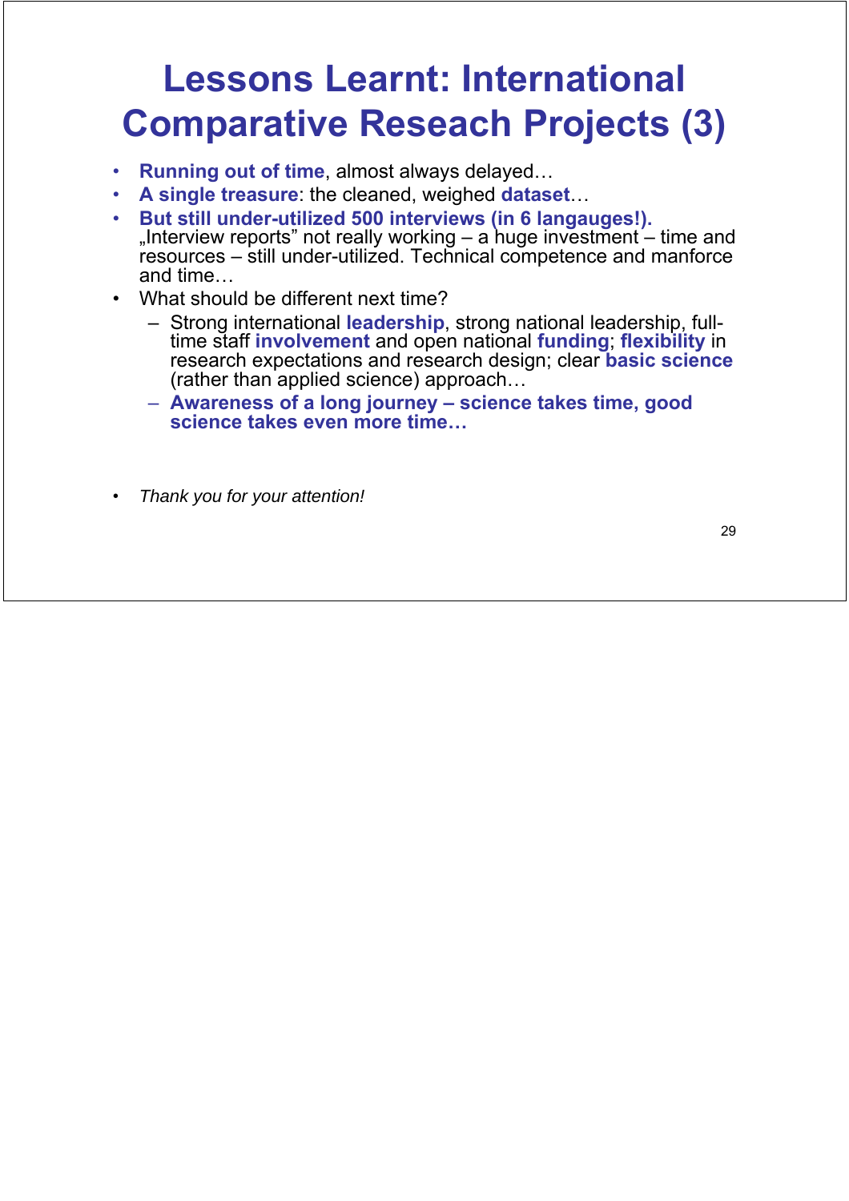# Lessons Learnt: International Comparative Reseach Projects (3)

- **Running out of time**, almost always delayed…
- **A single treasure**: the cleaned, weighed **dataset**…
- **But still under-utilized 500 interviews (in 6 langauges!).** „Interview reports" not really working – a huge investment – time and resources – still under-utilized. Technical competence and manforce and time…
- What should be different next time?
  - Strong international **leadership**, strong national leadership, full-time staff **involvement** and open national **funding**; **flexibility** in research expectations and research design; clear **basic science** (rather than applied science) approach…
  - **Awareness of a long journey – science takes time, good science takes even more time…**

- *Thank you for your attention!*